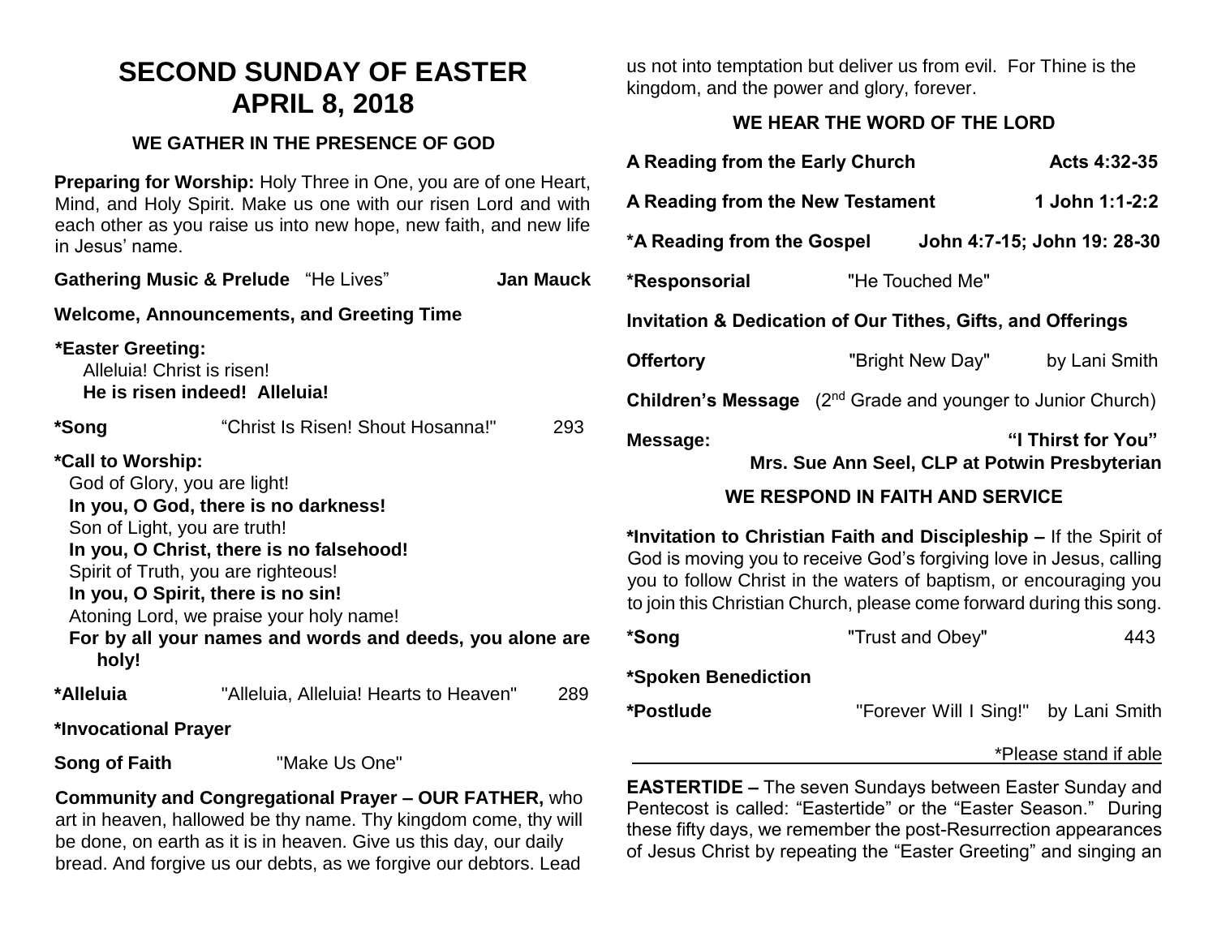# SECOND SUNDAY OF EASTER
# APRIL 8, 2018

## WE GATHER IN THE PRESENCE OF GOD

**Preparing for Worship:** Holy Three in One, you are of one Heart, Mind, and Holy Spirit. Make us one with our risen Lord and with each other as you raise us into new hope, new faith, and new life in Jesus' name.

**Gathering Music & Prelude** "He Lives" **Jan Mauck**

**Welcome, Announcements, and Greeting Time**

**\*Easter Greeting:**
Alleluia! Christ is risen!
**He is risen indeed! Alleluia!**

**\*Song** "Christ Is Risen! Shout Hosanna!" 293

**\*Call to Worship:**
God of Glory, you are light!
**In you, O God, there is no darkness!**
Son of Light, you are truth!
**In you, O Christ, there is no falsehood!**
Spirit of Truth, you are righteous!
**In you, O Spirit, there is no sin!**
Atoning Lord, we praise your holy name!
**For by all your names and words and deeds, you alone are holy!**

**\*Alleluia** "Alleluia, Alleluia! Hearts to Heaven" 289

**\*Invocational Prayer**

**Song of Faith** "Make Us One"

**Community and Congregational Prayer – OUR FATHER,** who art in heaven, hallowed be thy name. Thy kingdom come, thy will be done, on earth as it is in heaven. Give us this day, our daily bread. And forgive us our debts, as we forgive our debtors. Lead us not into temptation but deliver us from evil. For Thine is the kingdom, and the power and glory, forever.

## WE HEAR THE WORD OF THE LORD

**A Reading from the Early Church** **Acts 4:32-35**

**A Reading from the New Testament** **1 John 1:1-2:2**

**\*A Reading from the Gospel** **John 4:7-15; John 19: 28-30**

**\*Responsorial** "He Touched Me"

**Invitation & Dedication of Our Tithes, Gifts, and Offerings**

**Offertory** "Bright New Day" by Lani Smith

**Children's Message** (2nd Grade and younger to Junior Church)

**Message:** **"I Thirst for You"**
**Mrs. Sue Ann Seel, CLP at Potwin Presbyterian**

## WE RESPOND IN FAITH AND SERVICE

**\*Invitation to Christian Faith and Discipleship –** If the Spirit of God is moving you to receive God's forgiving love in Jesus, calling you to follow Christ in the waters of baptism, or encouraging you to join this Christian Church, please come forward during this song.

**\*Song** "Trust and Obey" 443

**\*Spoken Benediction**

**\*Postlude** "Forever Will I Sing!" by Lani Smith

\*Please stand if able

---

**EASTERTIDE –** The seven Sundays between Easter Sunday and Pentecost is called: "Eastertide" or the "Easter Season." During these fifty days, we remember the post-Resurrection appearances of Jesus Christ by repeating the "Easter Greeting" and singing an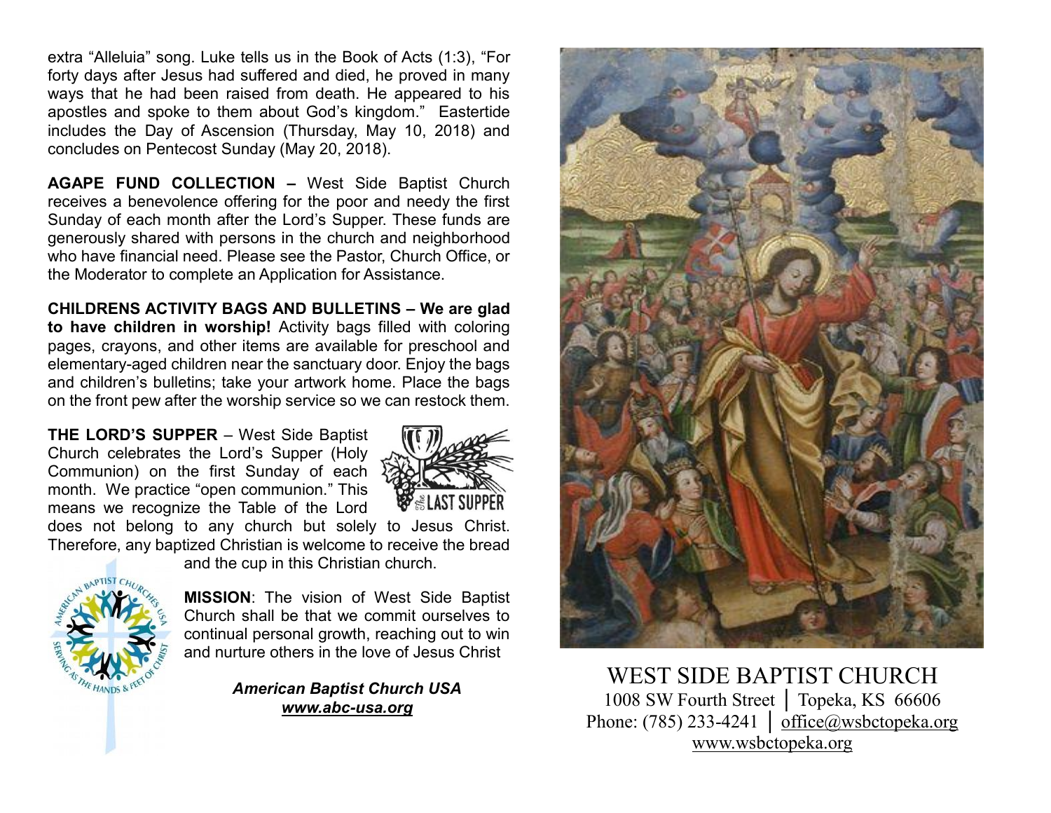extra "Alleluia" song. Luke tells us in the Book of Acts (1:3), "For forty days after Jesus had suffered and died, he proved in many ways that he had been raised from death. He appeared to his apostles and spoke to them about God's kingdom." Eastertide includes the Day of Ascension (Thursday, May 10, 2018) and concludes on Pentecost Sunday (May 20, 2018).

**AGAPE FUND COLLECTION –** West Side Baptist Church receives a benevolence offering for the poor and needy the first Sunday of each month after the Lord's Supper. These funds are generously shared with persons in the church and neighborhood who have financial need. Please see the Pastor, Church Office, or the Moderator to complete an Application for Assistance.

**CHILDRENS ACTIVITY BAGS AND BULLETINS – We are glad to have children in worship!** Activity bags filled with coloring pages, crayons, and other items are available for preschool and elementary-aged children near the sanctuary door. Enjoy the bags and children's bulletins; take your artwork home. Place the bags on the front pew after the worship service so we can restock them.

**THE LORD'S SUPPER** – West Side Baptist Church celebrates the Lord's Supper (Holy Communion) on the first Sunday of each month. We practice "open communion." This means we recognize the Table of the Lord does not belong to any church but solely to Jesus Christ. Therefore, any baptized Christian is welcome to receive the bread and the cup in this Christian church.

**MISSION**: The vision of West Side Baptist Church shall be that we commit ourselves to continual personal growth, reaching out to win and nurture others in the love of Jesus Christ

***American Baptist Church USA***
***www.abc-usa.org***

WEST SIDE BAPTIST CHURCH
1008 SW Fourth Street | Topeka, KS 66606
Phone: (785) 233-4241 | office@wsbctopeka.org
www.wsbctopeka.org